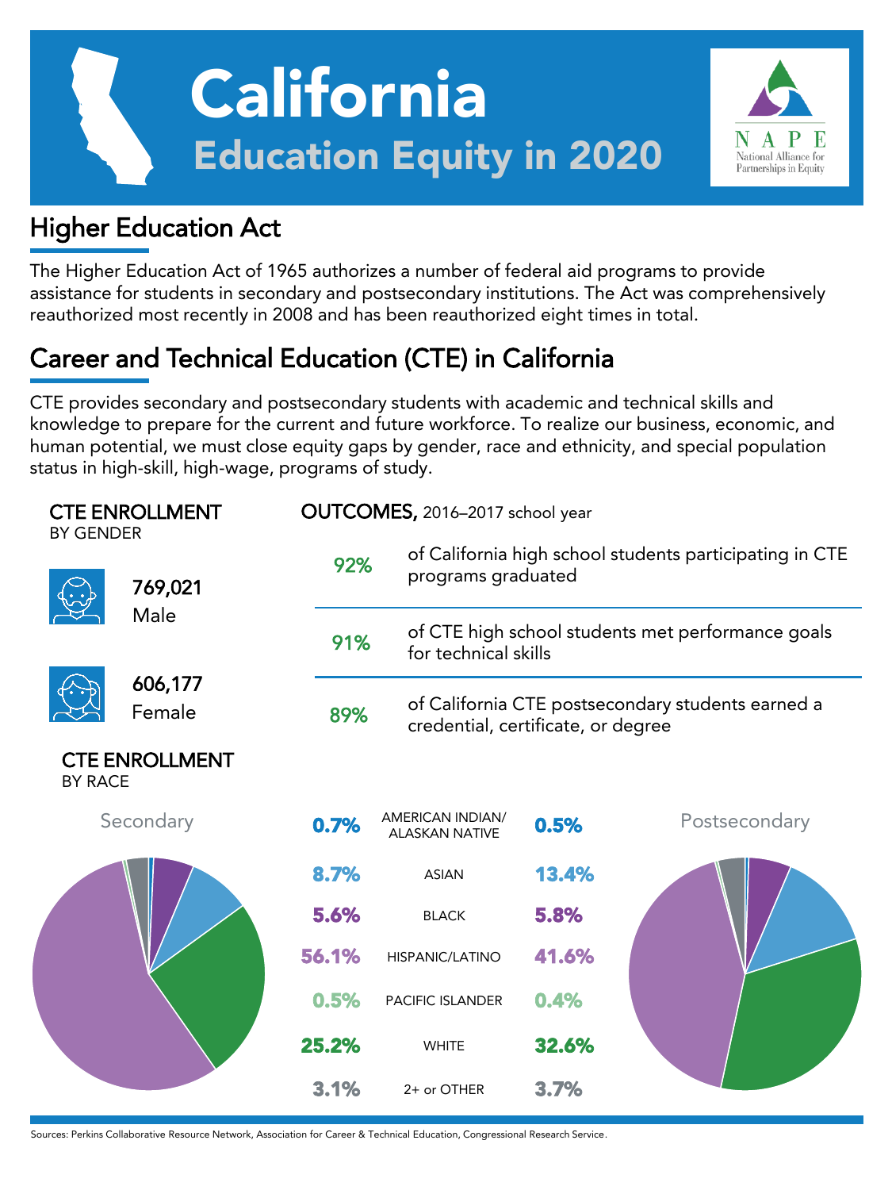# California

## Education Equity in 2020

NAPE National Alliance for Partnerships in Equity

## Higher Education Act

The Higher Education Act of 1965 authorizes a number of federal aid programs to provide assistance for students in secondary and postsecondary institutions. The Act was comprehensively reauthorized most recently in 2008 and has been reauthorized eight times in total.

## Career and Technical Education (CTE) in California

CTE provides secondary and postsecondary students with academic and technical skills and knowledge to prepare for the current and future workforce. To realize our business, economic, and human potential, we must close equity gaps by gender, race and ethnicity, and special population status in high-skill, high-wage, programs of study.

### CTE ENROLLMENT BY GENDER

- **769,021** Male
- **606,177** Female

### OUTCOMES, 2016–2017 school year

- **92%** of California high school students participating in CTE programs graduated
- **91%** of CTE high school students met performance goals for technical skills
- **89%** of California CTE postsecondary students earned a credential, certificate, or degree

### CTE ENROLLMENT BY RACE

| Secondary | | Postsecondary |
|---|---|---|
| 0.7% | AMERICAN INDIAN/ ALASKAN NATIVE | 0.5% |
| 8.7% | ASIAN | 13.4% |
| 5.6% | BLACK | 5.8% |
| 56.1% | HISPANIC/LATINO | 41.6% |
| 0.5% | PACIFIC ISLANDER | 0.4% |
| 25.2% | WHITE | 32.6% |
| 3.1% | 2+ or OTHER | 3.7% |

Sources: Perkins Collaborative Resource Network, Association for Career & Technical Education, Congressional Research Service.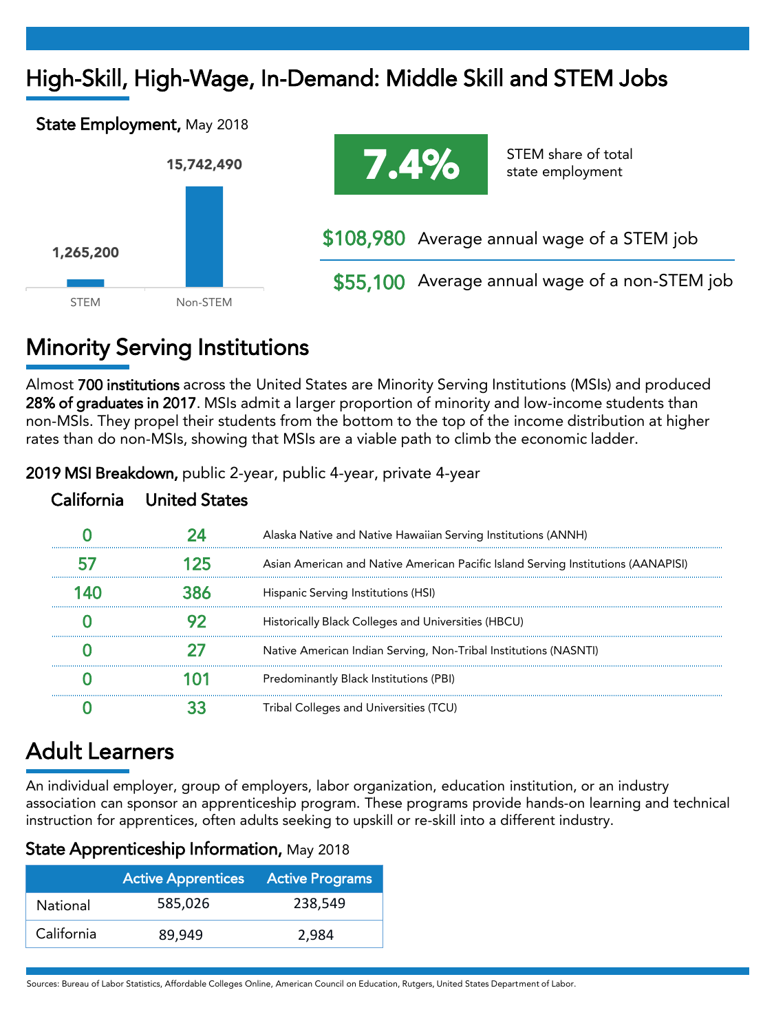# High-Skill, High-Wage, In-Demand: Middle Skill and STEM Jobs

**State Employment,** May 2018

| | Employment |
|---|---|
| STEM | 1,265,200 |
| Non-STEM | 15,742,490 |

**7.4%** STEM share of total state employment

**$108,980** Average annual wage of a STEM job

**$55,100** Average annual wage of a non-STEM job

# Minority Serving Institutions

Almost **700 institutions** across the United States are Minority Serving Institutions (MSIs) and produced **28% of graduates in 2017**. MSIs admit a larger proportion of minority and low-income students than non-MSIs. They propel their students from the bottom to the top of the income distribution at higher rates than do non-MSIs, showing that MSIs are a viable path to climb the economic ladder.

**2019 MSI Breakdown,** public 2-year, public 4-year, private 4-year

| California | United States | |
|---|---|---|
| 0 | 24 | Alaska Native and Native Hawaiian Serving Institutions (ANNH) |
| 57 | 125 | Asian American and Native American Pacific Island Serving Institutions (AANAPISI) |
| 140 | 386 | Hispanic Serving Institutions (HSI) |
| 0 | 92 | Historically Black Colleges and Universities (HBCU) |
| 0 | 27 | Native American Indian Serving, Non-Tribal Institutions (NASNTI) |
| 0 | 101 | Predominantly Black Institutions (PBI) |
| 0 | 33 | Tribal Colleges and Universities (TCU) |

# Adult Learners

An individual employer, group of employers, labor organization, education institution, or an industry association can sponsor an apprenticeship program. These programs provide hands-on learning and technical instruction for apprentices, often adults seeking to upskill or re-skill into a different industry.

**State Apprenticeship Information,** May 2018

| | Active Apprentices | Active Programs |
|---|---|---|
| National | 585,026 | 238,549 |
| California | 89,949 | 2,984 |

Sources: Bureau of Labor Statistics, Affordable Colleges Online, American Council on Education, Rutgers, United States Department of Labor.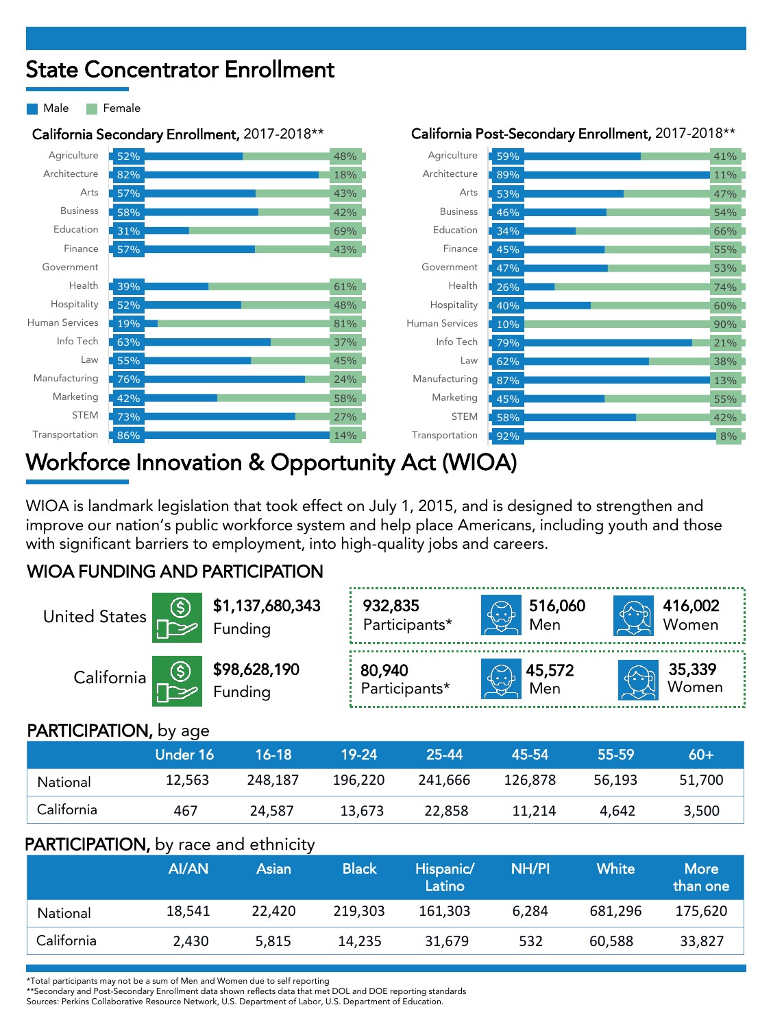# State Concentrator Enrollment

Male / Female

### California Secondary Enrollment, 2017-2018**

| Program | Male | Female |
|---|---|---|
| Agriculture | 52% | 48% |
| Architecture | 82% | 18% |
| Arts | 57% | 43% |
| Business | 58% | 42% |
| Education | 31% | 69% |
| Finance | 57% | 43% |
| Government | | |
| Health | 39% | 61% |
| Hospitality | 52% | 48% |
| Human Services | 19% | 81% |
| Info Tech | 63% | 37% |
| Law | 55% | 45% |
| Manufacturing | 76% | 24% |
| Marketing | 42% | 58% |
| STEM | 73% | 27% |
| Transportation | 86% | 14% |

### California Post-Secondary Enrollment, 2017-2018**

| Program | Male | Female |
|---|---|---|
| Agriculture | 59% | 41% |
| Architecture | 89% | 11% |
| Arts | 53% | 47% |
| Business | 46% | 54% |
| Education | 34% | 66% |
| Finance | 45% | 55% |
| Government | 47% | 53% |
| Health | 26% | 74% |
| Hospitality | 40% | 60% |
| Human Services | 10% | 90% |
| Info Tech | 79% | 21% |
| Law | 62% | 38% |
| Manufacturing | 87% | 13% |
| Marketing | 45% | 55% |
| STEM | 58% | 42% |
| Transportation | 92% | 8% |

# Workforce Innovation & Opportunity Act (WIOA)

WIOA is landmark legislation that took effect on July 1, 2015, and is designed to strengthen and improve our nation's public workforce system and help place Americans, including youth and those with significant barriers to employment, into high-quality jobs and careers.

## WIOA FUNDING AND PARTICIPATION

| | Funding | Participants* | Men | Women |
|---|---|---|---|---|
| United States | $1,137,680,343 | 932,835 | 516,060 | 416,002 |
| California | $98,628,190 | 80,940 | 45,572 | 35,339 |

## PARTICIPATION, by age

| | Under 16 | 16-18 | 19-24 | 25-44 | 45-54 | 55-59 | 60+ |
|---|---|---|---|---|---|---|---|
| National | 12,563 | 248,187 | 196,220 | 241,666 | 126,878 | 56,193 | 51,700 |
| California | 467 | 24,587 | 13,673 | 22,858 | 11,214 | 4,642 | 3,500 |

## PARTICIPATION, by race and ethnicity

| | AI/AN | Asian | Black | Hispanic/ Latino | NH/PI | White | More than one |
|---|---|---|---|---|---|---|---|
| National | 18,541 | 22,420 | 219,303 | 161,303 | 6,284 | 681,296 | 175,620 |
| California | 2,430 | 5,815 | 14,235 | 31,679 | 532 | 60,588 | 33,827 |

*Total participants may not be a sum of Men and Women due to self reporting
**Secondary and Post-Secondary Enrollment data shown reflects data that met DOL and DOE reporting standards
Sources: Perkins Collaborative Resource Network, U.S. Department of Labor, U.S. Department of Education.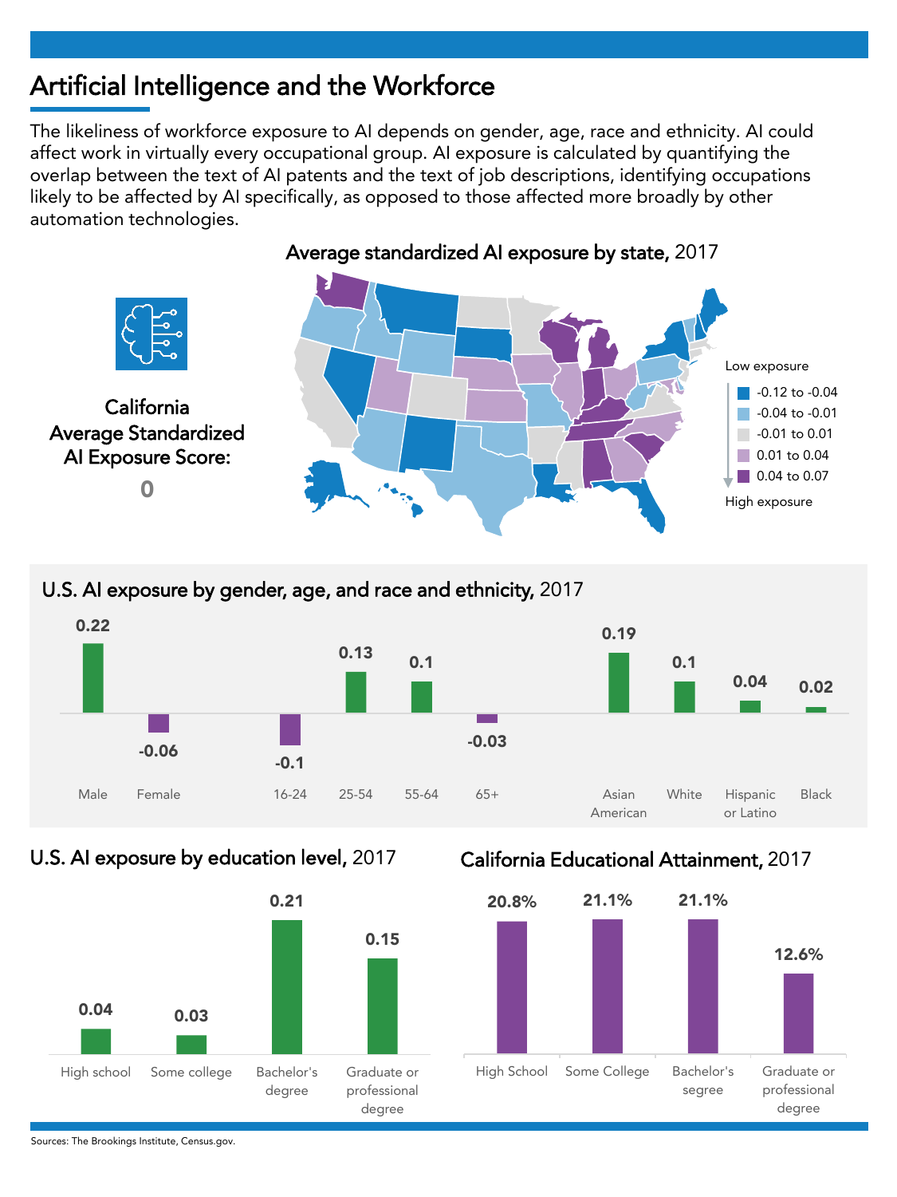# Artificial Intelligence and the Workforce

The likeliness of workforce exposure to AI depends on gender, age, race and ethnicity. AI could affect work in virtually every occupational group. AI exposure is calculated by quantifying the overlap between the text of AI patents and the text of job descriptions, identifying occupations likely to be affected by AI specifically, as opposed to those affected more broadly by other automation technologies.

**Average standardized AI exposure by state,** 2017

Low exposure
-0.12 to -0.04
-0.04 to -0.01
-0.01 to 0.01
0.01 to 0.04
0.04 to 0.07
High exposure

California
Average Standardized
AI Exposure Score:
**0**

**U.S. AI exposure by gender, age, and race and ethnicity,** 2017

Male 0.22
Female -0.06
16-24 -0.1
25-54 0.13
55-64 0.1
65+ -0.03
Asian American 0.19
White 0.1
Hispanic or Latino 0.04
Black 0.02

**U.S. AI exposure by education level,** 2017

High school 0.04
Some college 0.03
Bachelor's degree 0.21
Graduate or professional degree 0.15

**California Educational Attainment,** 2017

High School 20.8%
Some College 21.1%
Bachelor's segree 21.1%
Graduate or professional degree 12.6%

Sources: The Brookings Institute, Census.gov.